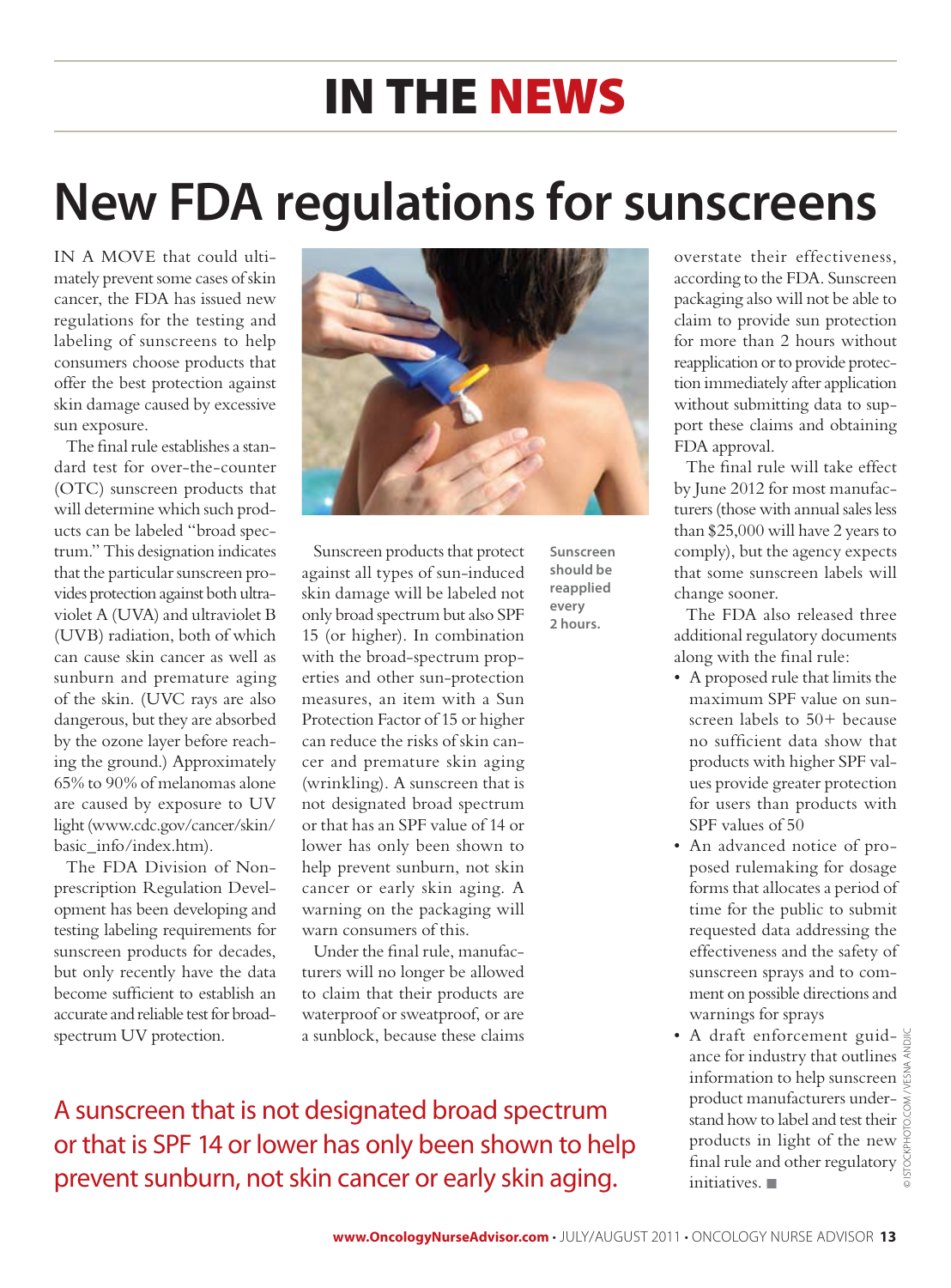# IN THE NEWS

# New FDA regulations for sunscreens

IN A MOVE that could ultimately prevent some cases of skin cancer, the FDA has issued new regulations for the testing and labeling of sunscreens to help consumers choose products that offer the best protection against skin damage caused by excessive sun exposure.

The final rule establishes a standard test for over-the-counter (OTC) sunscreen products that will determine which such products can be labeled "broad spectrum." This designation indicates that the particular sunscreen provides protection against both ultraviolet A (UVA) and ultraviolet B (UVB) radiation, both of which can cause skin cancer as well as sunburn and premature aging of the skin. (UVC rays are also dangerous, but they are absorbed by the ozone layer before reaching the ground.) Approximately 65% to 90% of melanomas alone are caused by exposure to UV light (www.cdc.gov/cancer/skin/basic_info/index.htm).

The FDA Division of Nonprescription Regulation Development has been developing and testing labeling requirements for sunscreen products for decades, but only recently have the data become sufficient to establish an accurate and reliable test for broad-spectrum UV protection.

Sunscreen should be reapplied every 2 hours.

Sunscreen products that protect against all types of sun-induced skin damage will be labeled not only broad spectrum but also SPF 15 (or higher). In combination with the broad-spectrum properties and other sun-protection measures, an item with a Sun Protection Factor of 15 or higher can reduce the risks of skin cancer and premature skin aging (wrinkling). A sunscreen that is not designated broad spectrum or that has an SPF value of 14 or lower has only been shown to help prevent sunburn, not skin cancer or early skin aging. A warning on the packaging will warn consumers of this.

Under the final rule, manufacturers will no longer be allowed to claim that their products are waterproof or sweatproof, or are a sunblock, because these claims overstate their effectiveness, according to the FDA. Sunscreen packaging also will not be able to claim to provide sun protection for more than 2 hours without reapplication or to provide protection immediately after application without submitting data to support these claims and obtaining FDA approval.

The final rule will take effect by June 2012 for most manufacturers (those with annual sales less than $25,000 will have 2 years to comply), but the agency expects that some sunscreen labels will change sooner.

The FDA also released three additional regulatory documents along with the final rule:

- A proposed rule that limits the maximum SPF value on sunscreen labels to 50+ because no sufficient data show that products with higher SPF values provide greater protection for users than products with SPF values of 50
- An advanced notice of proposed rulemaking for dosage forms that allocates a period of time for the public to submit requested data addressing the effectiveness and the safety of sunscreen sprays and to comment on possible directions and warnings for sprays
- A draft enforcement guidance for industry that outlines information to help sunscreen product manufacturers understand how to label and test their products in light of the new final rule and other regulatory initiatives. ■

A sunscreen that is not designated broad spectrum or that is SPF 14 or lower has only been shown to help prevent sunburn, not skin cancer or early skin aging.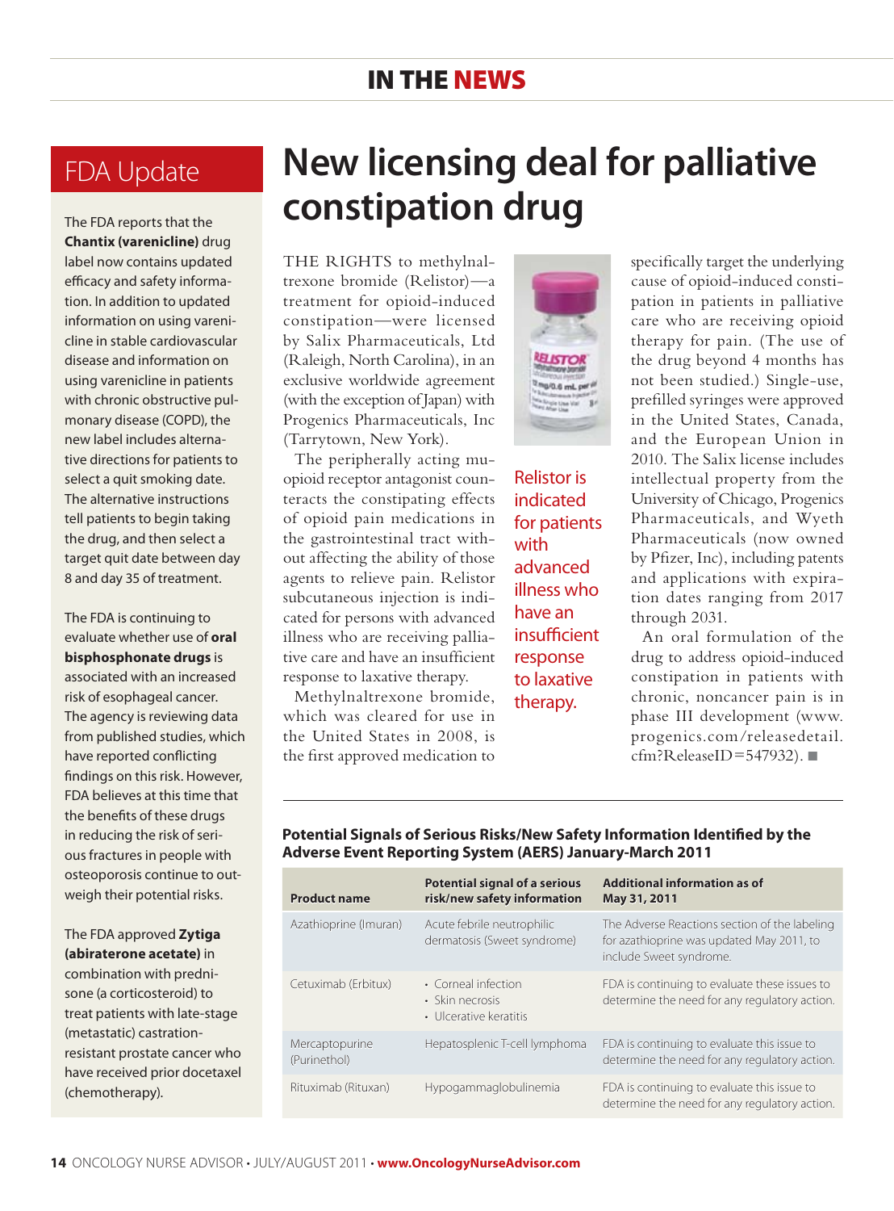# New licensing deal for palliative constipation drug

THE RIGHTS to methylnaltrexone bromide (Relistor)—a treatment for opioid-induced constipation—were licensed by Salix Pharmaceuticals, Ltd (Raleigh, North Carolina), in an exclusive worldwide agreement (with the exception of Japan) with Progenics Pharmaceuticals, Inc (Tarrytown, New York).

The peripherally acting mu-opioid receptor antagonist counteracts the constipating effects of opioid pain medications in the gastrointestinal tract without affecting the ability of those agents to relieve pain. Relistor subcutaneous injection is indicated for persons with advanced illness who are receiving palliative care and have an insufficient response to laxative therapy.

Methylnaltrexone bromide, which was cleared for use in the United States in 2008, is the first approved medication to specifically target the underlying cause of opioid-induced constipation in patients in palliative care who are receiving opioid therapy for pain. (The use of the drug beyond 4 months has not been studied.) Single-use, prefilled syringes were approved in the United States, Canada, and the European Union in 2010. The Salix license includes intellectual property from the University of Chicago, Progenics Pharmaceuticals, and Wyeth Pharmaceuticals (now owned by Pfizer, Inc), including patents and applications with expiration dates ranging from 2017 through 2031.

An oral formulation of the drug to address opioid-induced constipation in patients with chronic, noncancer pain is in phase III development (www.progenics.com/releasedetail.cfm?ReleaseID=547932). ■

Relistor is indicated for patients with advanced illness who have an insufficient response to laxative therapy.

## FDA Update

The FDA reports that the **Chantix (varenicline)** drug label now contains updated efficacy and safety information. In addition to updated information on using varenicline in stable cardiovascular disease and information on using varenicline in patients with chronic obstructive pulmonary disease (COPD), the new label includes alternative directions for patients to select a quit smoking date. The alternative instructions tell patients to begin taking the drug, and then select a target quit date between day 8 and day 35 of treatment.

The FDA is continuing to evaluate whether use of **oral bisphosphonate drugs** is associated with an increased risk of esophageal cancer. The agency is reviewing data from published studies, which have reported conflicting findings on this risk. However, FDA believes at this time that the benefits of these drugs in reducing the risk of serious fractures in people with osteoporosis continue to outweigh their potential risks.

The FDA approved **Zytiga (abiraterone acetate)** in combination with prednisone (a corticosteroid) to treat patients with late-stage (metastatic) castration-resistant prostate cancer who have received prior docetaxel (chemotherapy).

**Potential Signals of Serious Risks/New Safety Information Identified by the Adverse Event Reporting System (AERS) January-March 2011**

| Product name | Potential signal of a serious risk/new safety information | Additional information as of May 31, 2011 |
|---|---|---|
| Azathioprine (Imuran) | Acute febrile neutrophilic dermatosis (Sweet syndrome) | The Adverse Reactions section of the labeling for azathioprine was updated May 2011, to include Sweet syndrome. |
| Cetuximab (Erbitux) | • Corneal infection<br>• Skin necrosis<br>• Ulcerative keratitis | FDA is continuing to evaluate these issues to determine the need for any regulatory action. |
| Mercaptopurine (Purinethol) | Hepatosplenic T-cell lymphoma | FDA is continuing to evaluate this issue to determine the need for any regulatory action. |
| Rituximab (Rituxan) | Hypogammaglobulinemia | FDA is continuing to evaluate this issue to determine the need for any regulatory action. |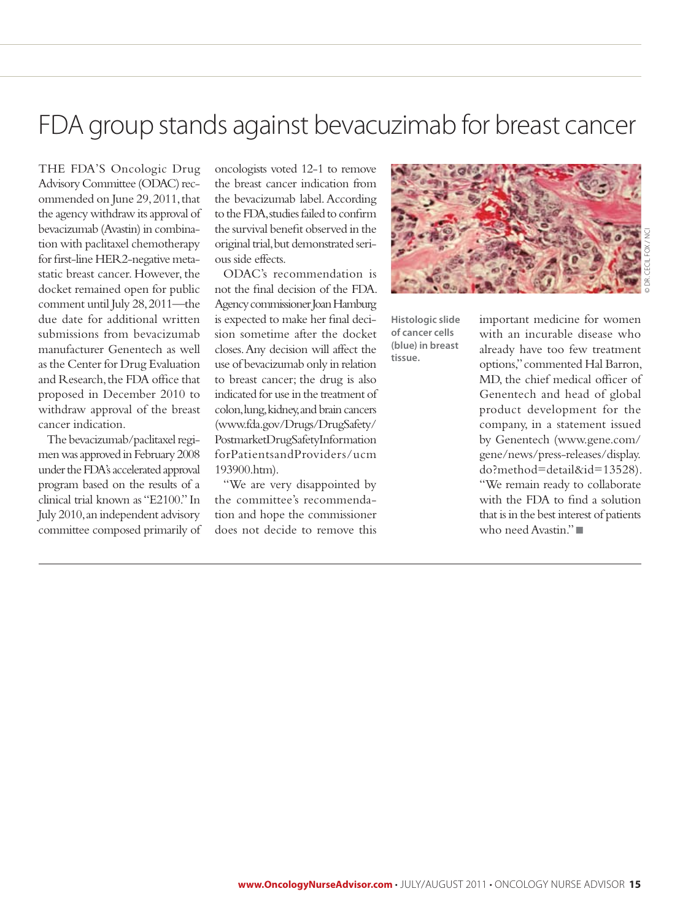# FDA group stands against bevacuzimab for breast cancer

THE FDA'S Oncologic Drug Advisory Committee (ODAC) recommended on June 29, 2011, that the agency withdraw its approval of bevacizumab (Avastin) in combination with paclitaxel chemotherapy for first-line HER2-negative metastatic breast cancer. However, the docket remained open for public comment until July 28, 2011—the due date for additional written submissions from bevacizumab manufacturer Genentech as well as the Center for Drug Evaluation and Research, the FDA office that proposed in December 2010 to withdraw approval of the breast cancer indication.

The bevacizumab/paclitaxel regimen was approved in February 2008 under the FDA's accelerated approval program based on the results of a clinical trial known as "E2100." In July 2010, an independent advisory committee composed primarily of oncologists voted 12-1 to remove the breast cancer indication from the bevacizumab label. According to the FDA, studies failed to confirm the survival benefit observed in the original trial, but demonstrated serious side effects.

ODAC's recommendation is not the final decision of the FDA. Agency commissioner Joan Hamburg is expected to make her final decision sometime after the docket closes. Any decision will affect the use of bevacizumab only in relation to breast cancer; the drug is also indicated for use in the treatment of colon, lung, kidney, and brain cancers (www.fda.gov/Drugs/DrugSafety/PostmarketDrugSafetyInformationforPatientsandProviders/ucm193900.htm).

"We are very disappointed by the committee's recommendation and hope the commissioner does not decide to remove this important medicine for women with an incurable disease who already have too few treatment options," commented Hal Barron, MD, the chief medical officer of Genentech and head of global product development for the company, in a statement issued by Genentech (www.gene.com/gene/news/press-releases/display.do?method=detail&id=13528). "We remain ready to collaborate with the FDA to find a solution that is in the best interest of patients who need Avastin." ■

© DR. CECIL FOX / NCI

Histologic slide of cancer cells (blue) in breast tissue.